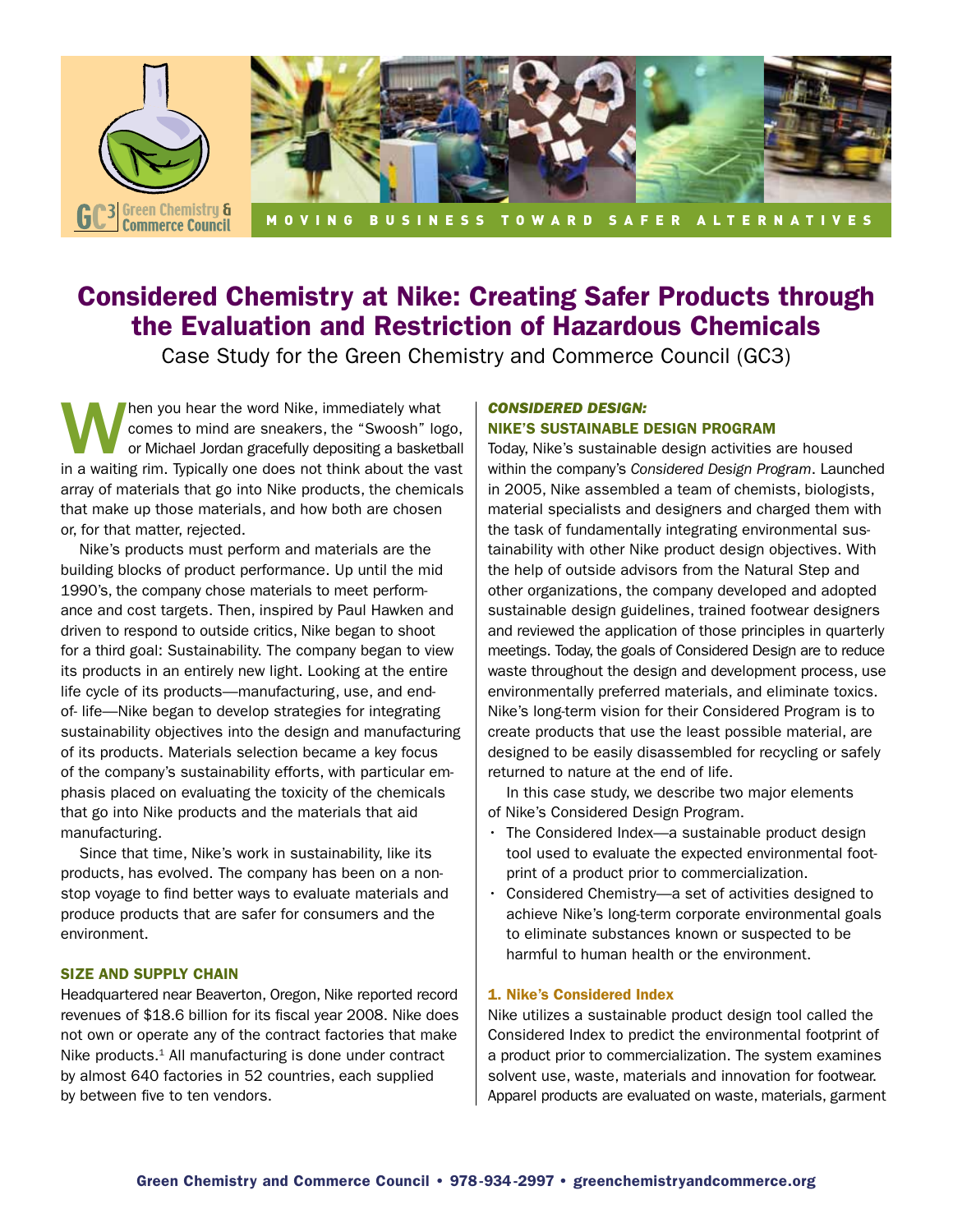# Considered Chemistry at Nike: Creating Safer Products through the Evaluation and Restriction of Hazardous Chemicals

Case Study for the Green Chemistry and Commerce Council (GC3)

When you hear the word Nike, immediately what comes to mind are sneakers, the "Swoosh" logo, or Michael Jordan gracefully depositing a basketball in a waiting rim. Typically one does not think about the vast array of materials that go into Nike products, the chemicals that make up those materials, and how both are chosen or, for that matter, rejected.

Nike's products must perform and materials are the building blocks of product performance. Up until the mid 1990's, the company chose materials to meet performance and cost targets. Then, inspired by Paul Hawken and driven to respond to outside critics, Nike began to shoot for a third goal: Sustainability. The company began to view its products in an entirely new light. Looking at the entire life cycle of its products—manufacturing, use, and end-of- life—Nike began to develop strategies for integrating sustainability objectives into the design and manufacturing of its products. Materials selection became a key focus of the company's sustainability efforts, with particular emphasis placed on evaluating the toxicity of the chemicals that go into Nike products and the materials that aid manufacturing.

Since that time, Nike's work in sustainability, like its products, has evolved. The company has been on a non-stop voyage to find better ways to evaluate materials and produce products that are safer for consumers and the environment.

### SIZE AND SUPPLY CHAIN

Headquartered near Beaverton, Oregon, Nike reported record revenues of $18.6 billion for its fiscal year 2008. Nike does not own or operate any of the contract factories that make Nike products.[1] All manufacturing is done under contract by almost 640 factories in 52 countries, each supplied by between five to ten vendors.

### *CONSIDERED DESIGN:* NIKE'S SUSTAINABLE DESIGN PROGRAM

Today, Nike's sustainable design activities are housed within the company's *Considered Design Program*. Launched in 2005, Nike assembled a team of chemists, biologists, material specialists and designers and charged them with the task of fundamentally integrating environmental sustainability with other Nike product design objectives. With the help of outside advisors from the Natural Step and other organizations, the company developed and adopted sustainable design guidelines, trained footwear designers and reviewed the application of those principles in quarterly meetings. Today, the goals of Considered Design are to reduce waste throughout the design and development process, use environmentally preferred materials, and eliminate toxics. Nike's long-term vision for their Considered Program is to create products that use the least possible material, are designed to be easily disassembled for recycling or safely returned to nature at the end of life.

In this case study, we describe two major elements of Nike's Considered Design Program.

- The Considered Index—a sustainable product design tool used to evaluate the expected environmental footprint of a product prior to commercialization.
- Considered Chemistry—a set of activities designed to achieve Nike's long-term corporate environmental goals to eliminate substances known or suspected to be harmful to human health or the environment.

### 1. Nike's Considered Index

Nike utilizes a sustainable product design tool called the Considered Index to predict the environmental footprint of a product prior to commercialization. The system examines solvent use, waste, materials and innovation for footwear. Apparel products are evaluated on waste, materials, garment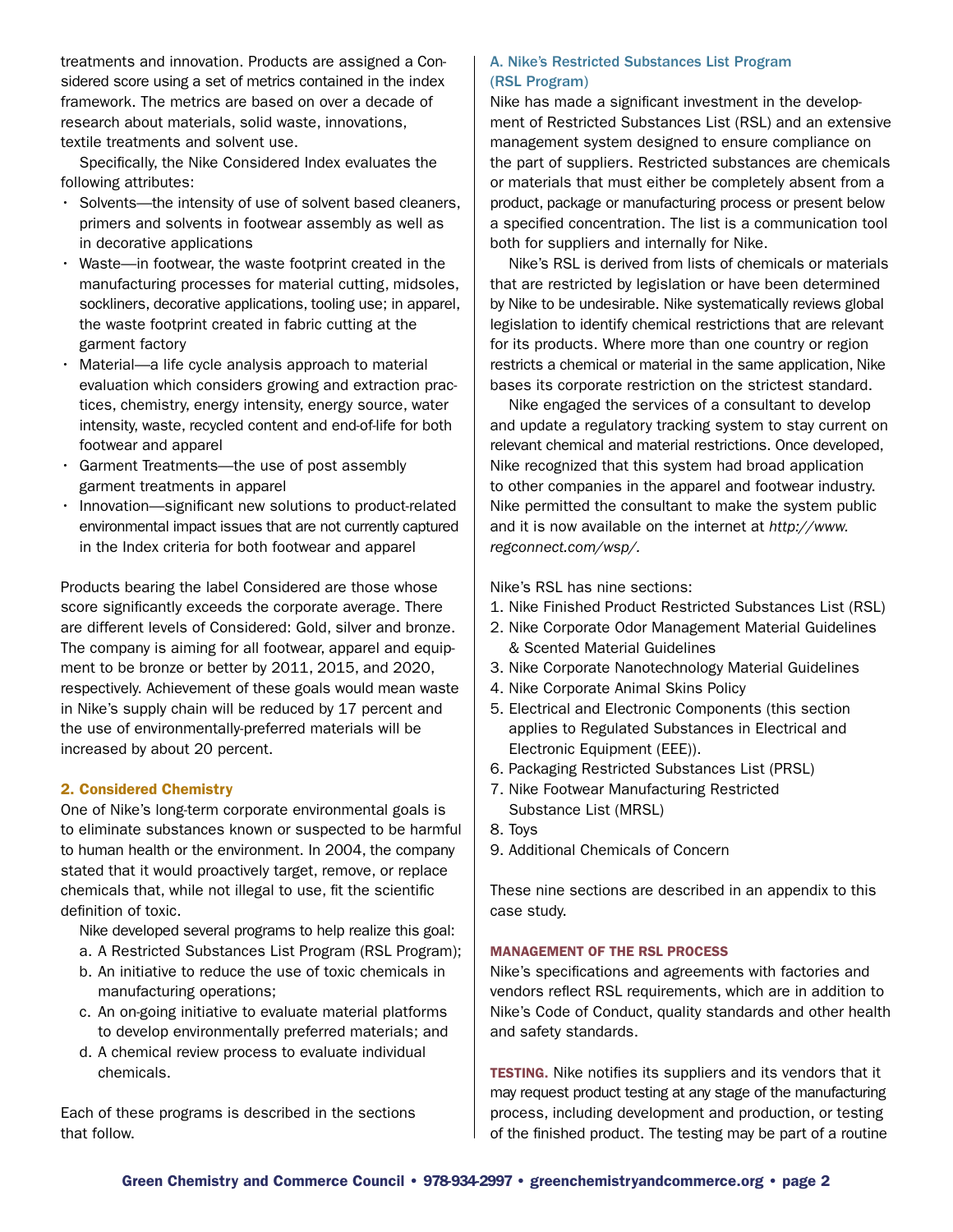treatments and innovation. Products are assigned a Considered score using a set of metrics contained in the index framework. The metrics are based on over a decade of research about materials, solid waste, innovations, textile treatments and solvent use.

Specifically, the Nike Considered Index evaluates the following attributes:

- Solvents—the intensity of use of solvent based cleaners, primers and solvents in footwear assembly as well as in decorative applications
- Waste—in footwear, the waste footprint created in the manufacturing processes for material cutting, midsoles, sockliners, decorative applications, tooling use; in apparel, the waste footprint created in fabric cutting at the garment factory
- Material—a life cycle analysis approach to material evaluation which considers growing and extraction practices, chemistry, energy intensity, energy source, water intensity, waste, recycled content and end-of-life for both footwear and apparel
- Garment Treatments—the use of post assembly garment treatments in apparel
- Innovation—significant new solutions to product-related environmental impact issues that are not currently captured in the Index criteria for both footwear and apparel

Products bearing the label Considered are those whose score significantly exceeds the corporate average. There are different levels of Considered: Gold, silver and bronze. The company is aiming for all footwear, apparel and equipment to be bronze or better by 2011, 2015, and 2020, respectively. Achievement of these goals would mean waste in Nike's supply chain will be reduced by 17 percent and the use of environmentally-preferred materials will be increased by about 20 percent.

## 2. Considered Chemistry

One of Nike's long-term corporate environmental goals is to eliminate substances known or suspected to be harmful to human health or the environment. In 2004, the company stated that it would proactively target, remove, or replace chemicals that, while not illegal to use, fit the scientific definition of toxic.

Nike developed several programs to help realize this goal:

a. A Restricted Substances List Program (RSL Program);
b. An initiative to reduce the use of toxic chemicals in manufacturing operations;
c. An on-going initiative to evaluate material platforms to develop environmentally preferred materials; and
d. A chemical review process to evaluate individual chemicals.

Each of these programs is described in the sections that follow.

### A. Nike's Restricted Substances List Program (RSL Program)

Nike has made a significant investment in the development of Restricted Substances List (RSL) and an extensive management system designed to ensure compliance on the part of suppliers. Restricted substances are chemicals or materials that must either be completely absent from a product, package or manufacturing process or present below a specified concentration. The list is a communication tool both for suppliers and internally for Nike.

Nike's RSL is derived from lists of chemicals or materials that are restricted by legislation or have been determined by Nike to be undesirable. Nike systematically reviews global legislation to identify chemical restrictions that are relevant for its products. Where more than one country or region restricts a chemical or material in the same application, Nike bases its corporate restriction on the strictest standard.

Nike engaged the services of a consultant to develop and update a regulatory tracking system to stay current on relevant chemical and material restrictions. Once developed, Nike recognized that this system had broad application to other companies in the apparel and footwear industry. Nike permitted the consultant to make the system public and it is now available on the internet at *http://www.regconnect.com/wsp/*.

Nike's RSL has nine sections:

1. Nike Finished Product Restricted Substances List (RSL)
2. Nike Corporate Odor Management Material Guidelines & Scented Material Guidelines
3. Nike Corporate Nanotechnology Material Guidelines
4. Nike Corporate Animal Skins Policy
5. Electrical and Electronic Components (this section applies to Regulated Substances in Electrical and Electronic Equipment (EEE)).
6. Packaging Restricted Substances List (PRSL)
7. Nike Footwear Manufacturing Restricted Substance List (MRSL)
8. Toys
9. Additional Chemicals of Concern

These nine sections are described in an appendix to this case study.

#### MANAGEMENT OF THE RSL PROCESS

Nike's specifications and agreements with factories and vendors reflect RSL requirements, which are in addition to Nike's Code of Conduct, quality standards and other health and safety standards.

**TESTING.** Nike notifies its suppliers and its vendors that it may request product testing at any stage of the manufacturing process, including development and production, or testing of the finished product. The testing may be part of a routine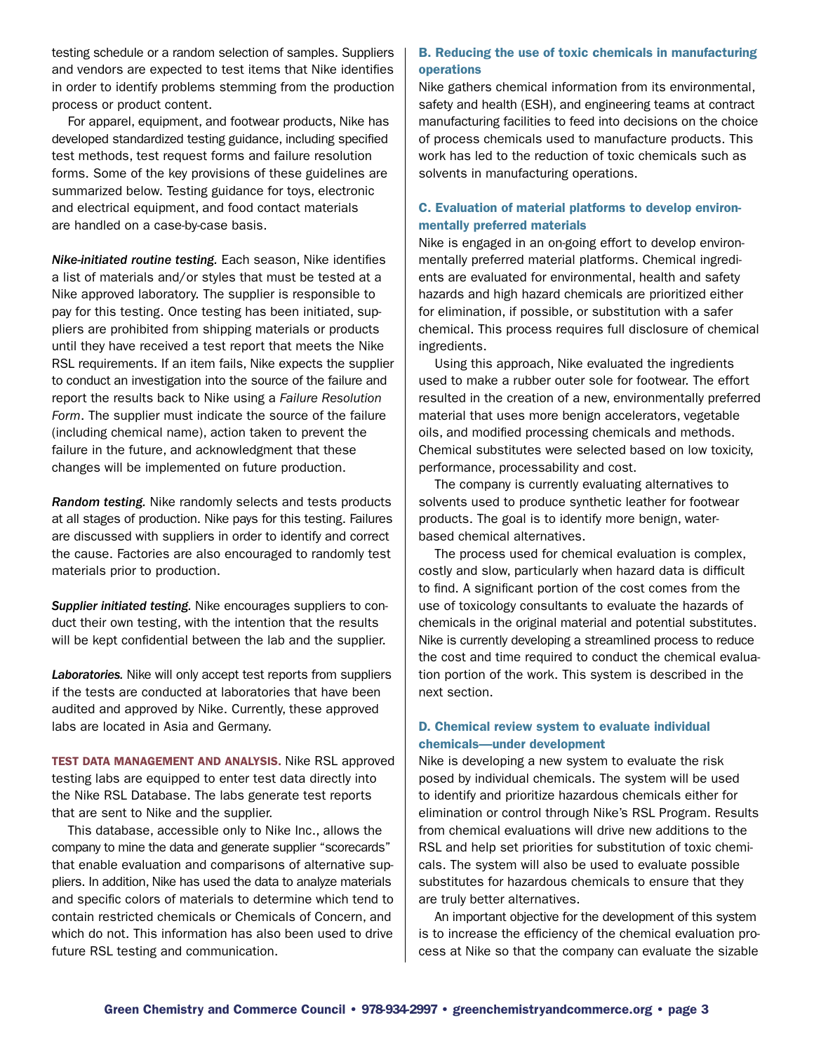testing schedule or a random selection of samples. Suppliers and vendors are expected to test items that Nike identifies in order to identify problems stemming from the production process or product content.

For apparel, equipment, and footwear products, Nike has developed standardized testing guidance, including specified test methods, test request forms and failure resolution forms. Some of the key provisions of these guidelines are summarized below. Testing guidance for toys, electronic and electrical equipment, and food contact materials are handled on a case-by-case basis.

***Nike-initiated routine testing.*** Each season, Nike identifies a list of materials and/or styles that must be tested at a Nike approved laboratory. The supplier is responsible to pay for this testing. Once testing has been initiated, suppliers are prohibited from shipping materials or products until they have received a test report that meets the Nike RSL requirements. If an item fails, Nike expects the supplier to conduct an investigation into the source of the failure and report the results back to Nike using a *Failure Resolution Form*. The supplier must indicate the source of the failure (including chemical name), action taken to prevent the failure in the future, and acknowledgment that these changes will be implemented on future production.

***Random testing.*** Nike randomly selects and tests products at all stages of production. Nike pays for this testing. Failures are discussed with suppliers in order to identify and correct the cause. Factories are also encouraged to randomly test materials prior to production.

***Supplier initiated testing.*** Nike encourages suppliers to conduct their own testing, with the intention that the results will be kept confidential between the lab and the supplier.

***Laboratories.*** Nike will only accept test reports from suppliers if the tests are conducted at laboratories that have been audited and approved by Nike. Currently, these approved labs are located in Asia and Germany.

**TEST DATA MANAGEMENT AND ANALYSIS.** Nike RSL approved testing labs are equipped to enter test data directly into the Nike RSL Database. The labs generate test reports that are sent to Nike and the supplier.

This database, accessible only to Nike Inc., allows the company to mine the data and generate supplier "scorecards" that enable evaluation and comparisons of alternative suppliers. In addition, Nike has used the data to analyze materials and specific colors of materials to determine which tend to contain restricted chemicals or Chemicals of Concern, and which do not. This information has also been used to drive future RSL testing and communication.

### B. Reducing the use of toxic chemicals in manufacturing operations

Nike gathers chemical information from its environmental, safety and health (ESH), and engineering teams at contract manufacturing facilities to feed into decisions on the choice of process chemicals used to manufacture products. This work has led to the reduction of toxic chemicals such as solvents in manufacturing operations.

### C. Evaluation of material platforms to develop environmentally preferred materials

Nike is engaged in an on-going effort to develop environmentally preferred material platforms. Chemical ingredients are evaluated for environmental, health and safety hazards and high hazard chemicals are prioritized either for elimination, if possible, or substitution with a safer chemical. This process requires full disclosure of chemical ingredients.

Using this approach, Nike evaluated the ingredients used to make a rubber outer sole for footwear. The effort resulted in the creation of a new, environmentally preferred material that uses more benign accelerators, vegetable oils, and modified processing chemicals and methods. Chemical substitutes were selected based on low toxicity, performance, processability and cost.

The company is currently evaluating alternatives to solvents used to produce synthetic leather for footwear products. The goal is to identify more benign, water-based chemical alternatives.

The process used for chemical evaluation is complex, costly and slow, particularly when hazard data is difficult to find. A significant portion of the cost comes from the use of toxicology consultants to evaluate the hazards of chemicals in the original material and potential substitutes. Nike is currently developing a streamlined process to reduce the cost and time required to conduct the chemical evaluation portion of the work. This system is described in the next section.

### D. Chemical review system to evaluate individual chemicals—under development

Nike is developing a new system to evaluate the risk posed by individual chemicals. The system will be used to identify and prioritize hazardous chemicals either for elimination or control through Nike's RSL Program. Results from chemical evaluations will drive new additions to the RSL and help set priorities for substitution of toxic chemicals. The system will also be used to evaluate possible substitutes for hazardous chemicals to ensure that they are truly better alternatives.

An important objective for the development of this system is to increase the efficiency of the chemical evaluation process at Nike so that the company can evaluate the sizable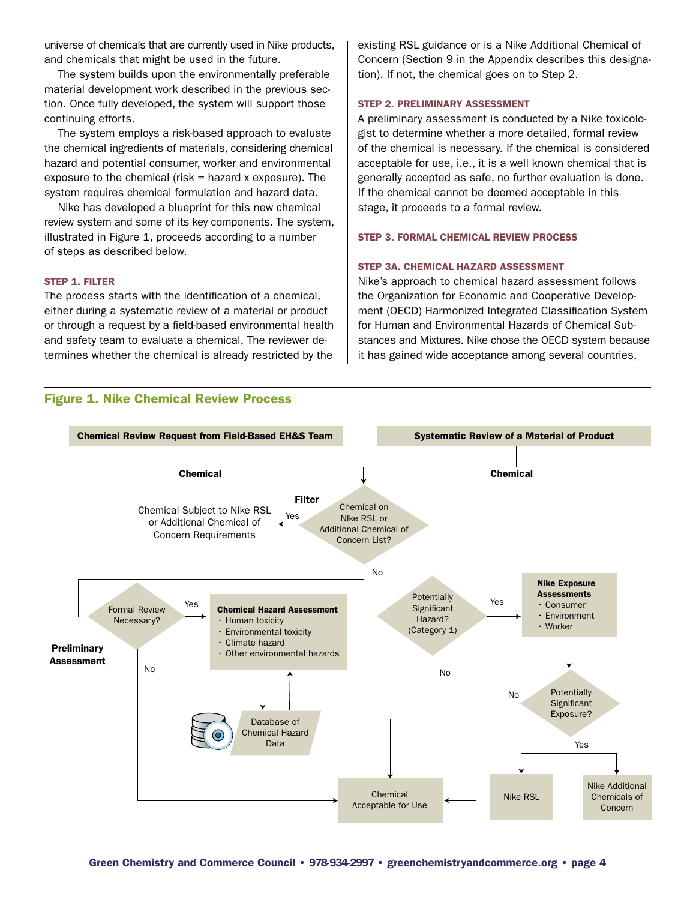universe of chemicals that are currently used in Nike products, and chemicals that might be used in the future.

The system builds upon the environmentally preferable material development work described in the previous section. Once fully developed, the system will support those continuing efforts.

The system employs a risk-based approach to evaluate the chemical ingredients of materials, considering chemical hazard and potential consumer, worker and environmental exposure to the chemical (risk = hazard x exposure). The system requires chemical formulation and hazard data.

Nike has developed a blueprint for this new chemical review system and some of its key components. The system, illustrated in Figure 1, proceeds according to a number of steps as described below.

#### STEP 1. FILTER

The process starts with the identification of a chemical, either during a systematic review of a material or product or through a request by a field-based environmental health and safety team to evaluate a chemical. The reviewer determines whether the chemical is already restricted by the existing RSL guidance or is a Nike Additional Chemical of Concern (Section 9 in the Appendix describes this designation). If not, the chemical goes on to Step 2.

#### STEP 2. PRELIMINARY ASSESSMENT

A preliminary assessment is conducted by a Nike toxicologist to determine whether a more detailed, formal review of the chemical is necessary. If the chemical is considered acceptable for use, i.e., it is a well known chemical that is generally accepted as safe, no further evaluation is done. If the chemical cannot be deemed acceptable in this stage, it proceeds to a formal review.

#### STEP 3. FORMAL CHEMICAL REVIEW PROCESS

#### STEP 3A. CHEMICAL HAZARD ASSESSMENT

Nike's approach to chemical hazard assessment follows the Organization for Economic and Cooperative Development (OECD) Harmonized Integrated Classification System for Human and Environmental Hazards of Chemical Substances and Mixtures. Nike chose the OECD system because it has gained wide acceptance among several countries,

## Figure 1. Nike Chemical Review Process

Chemical Review Request from Field-Based EH&S Team → Chemical

Systematic Review of a Material of Product → Chemical

**Filter:** Chemical on NIke RSL or Additional Chemical of Concern List?
- Yes → Chemical Subject to Nike RSL or Additional Chemical of Concern Requirements
- No → Preliminary Assessment

**Preliminary Assessment:** Formal Review Necessary?
- No → Chemical Acceptable for Use
- Yes → Chemical Hazard Assessment

**Chemical Hazard Assessment**
- Human toxicity
- Environmental toxicity
- Climate hazard
- Other environmental hazards

(↔ Database of Chemical Hazard Data)

Potentially Significant Hazard? (Category 1)
- No → Chemical Acceptable for Use
- Yes → Nike Exposure Assessments

**Nike Exposure Assessments**
- Consumer
- Environment
- Worker

Potentially Significant Exposure?
- No → Chemical Acceptable for Use
- Yes → Nike RSL; Nike Additional Chemicals of Concern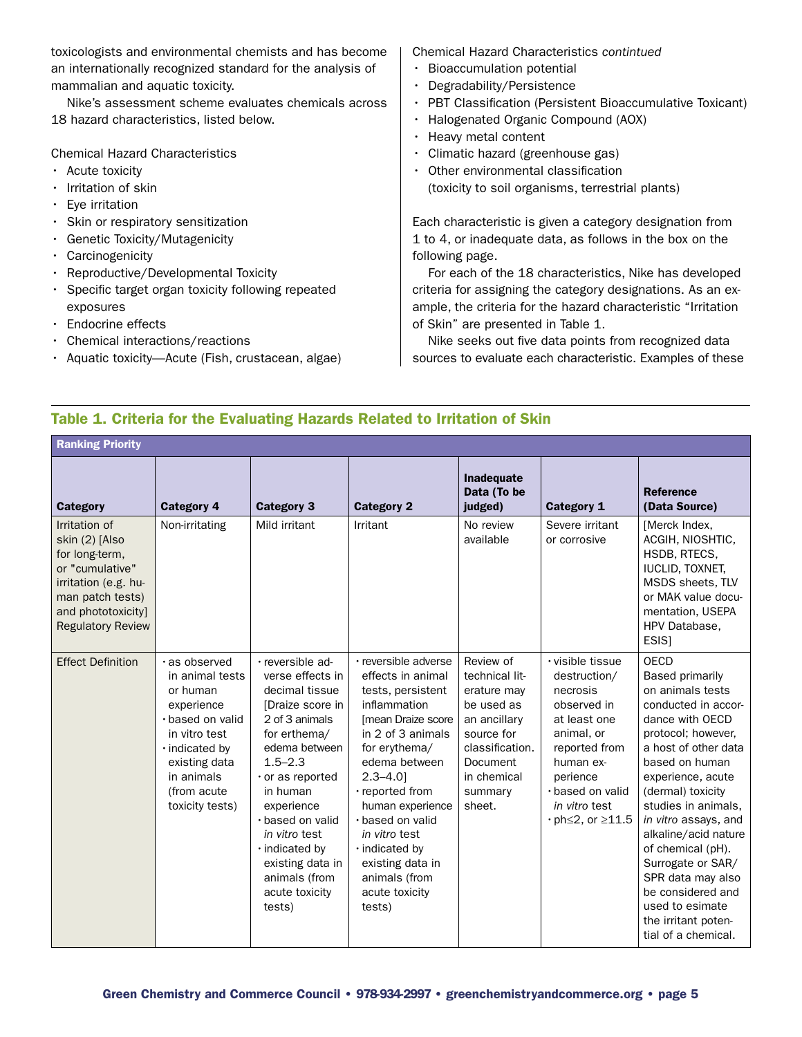toxicologists and environmental chemists and has become an internationally recognized standard for the analysis of mammalian and aquatic toxicity.

Nike's assessment scheme evaluates chemicals across 18 hazard characteristics, listed below.

Chemical Hazard Characteristics

- Acute toxicity
- Irritation of skin
- Eye irritation
- Skin or respiratory sensitization
- Genetic Toxicity/Mutagenicity
- Carcinogenicity
- Reproductive/Developmental Toxicity
- Specific target organ toxicity following repeated exposures
- Endocrine effects
- Chemical interactions/reactions
- Aquatic toxicity—Acute (Fish, crustacean, algae)

Chemical Hazard Characteristics *contintued*

- Bioaccumulation potential
- Degradability/Persistence
- PBT Classification (Persistent Bioaccumulative Toxicant)
- Halogenated Organic Compound (AOX)
- Heavy metal content
- Climatic hazard (greenhouse gas)
- Other environmental classification (toxicity to soil organisms, terrestrial plants)

Each characteristic is given a category designation from 1 to 4, or inadequate data, as follows in the box on the following page.

For each of the 18 characteristics, Nike has developed criteria for assigning the category designations. As an example, the criteria for the hazard characteristic "Irritation of Skin" are presented in Table 1.

Nike seeks out five data points from recognized data sources to evaluate each characteristic. Examples of these

## Table 1. Criteria for the Evaluating Hazards Related to Irritation of Skin

| **Ranking Priority** | | | | | | |
|---|---|---|---|---|---|---|
| **Category** | **Category 4** | **Category 3** | **Category 2** | **Inadequate Data (To be judged)** | **Category 1** | **Reference (Data Source)** |
| Irritation of skin (2) [Also for long-term, or "cumulative" irritation (e.g. human patch tests) and phototoxicity] Regulatory Review | Non-irritating | Mild irritant | Irritant | No review available | Severe irritant or corrosive | [Merck Index, ACGIH, NIOSHTIC, HSDB, RTECS, IUCLID, TOXNET, MSDS sheets, TLV or MAK value documentation, USEPA HPV Database, ESIS] |
| Effect Definition | · as observed in animal tests or human experience · based on valid in vitro test · indicated by existing data in animals (from acute toxicity tests) | · reversible adverse effects in decimal tissue [Draize score in 2 of 3 animals for erthema/ edema between 1.5–2.3 · or as reported in human experience · based on valid *in vitro* test · indicated by existing data in animals (from acute toxicity tests) | · reversible adverse effects in animal tests, persistent inflammation [mean Draize score in 2 of 3 animals for erythema/ edema between 2.3–4.0] · reported from human experience · based on valid *in vitro* test · indicated by existing data in animals (from acute toxicity tests) | Review of technical literature may be used as an ancillary source for classification. Document in chemical summary sheet. | · visible tissue destruction/ necrosis observed in at least one animal, or reported from human experience · based on valid *in vitro* test · ph≤2, or ≥11.5 | OECD Based primarily on animals tests conducted in accordance with OECD protocol; however, a host of other data based on human experience, acute (dermal) toxicity studies in animals, *in vitro* assays, and alkaline/acid nature of chemical (pH). Surrogate or SAR/ SPR data may also be considered and used to esimate the irritant potential of a chemical. |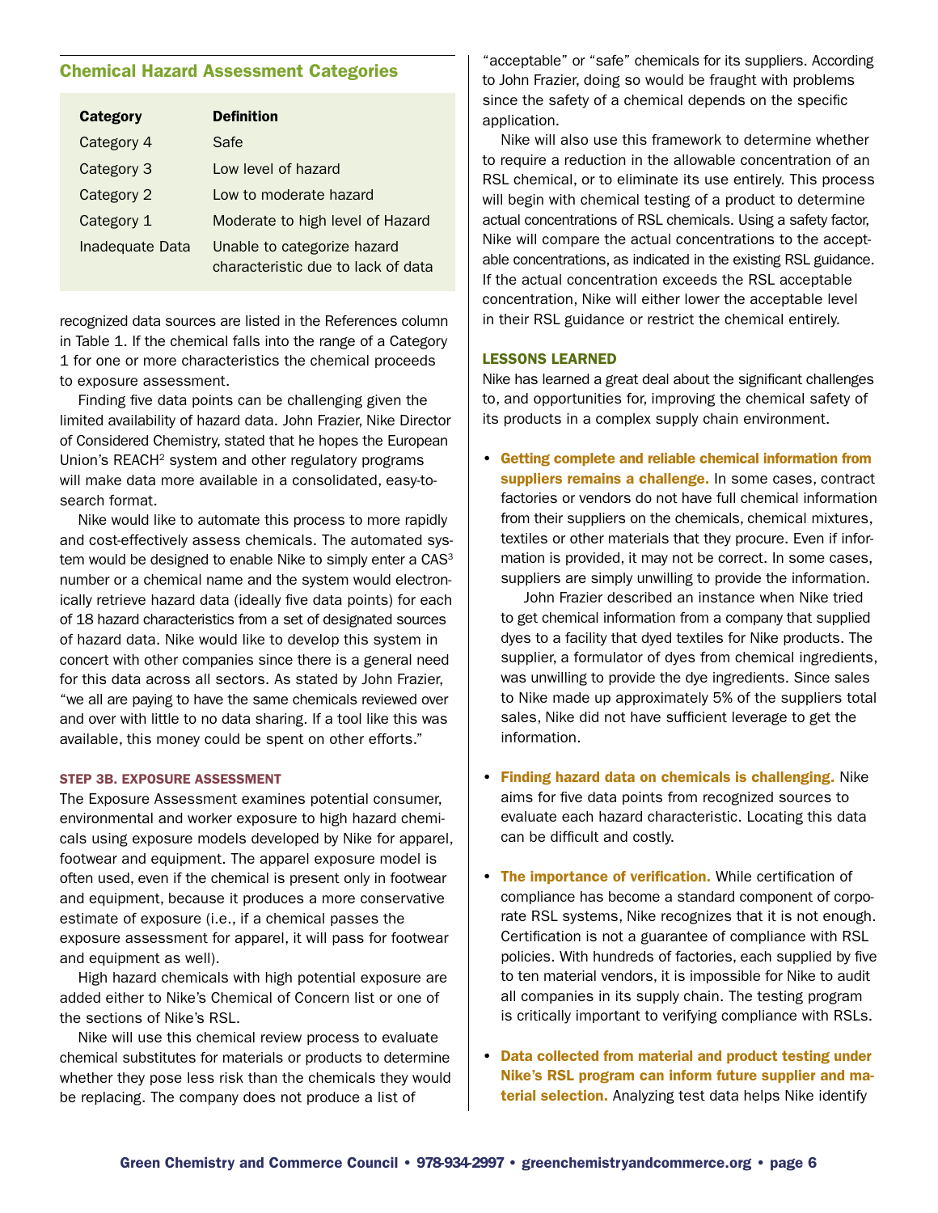## Chemical Hazard Assessment Categories

| Category | Definition |
|---|---|
| Category 4 | Safe |
| Category 3 | Low level of hazard |
| Category 2 | Low to moderate hazard |
| Category 1 | Moderate to high level of Hazard |
| Inadequate Data | Unable to categorize hazard characteristic due to lack of data |

recognized data sources are listed in the References column in Table 1. If the chemical falls into the range of a Category 1 for one or more characteristics the chemical proceeds to exposure assessment.

Finding five data points can be challenging given the limited availability of hazard data. John Frazier, Nike Director of Considered Chemistry, stated that he hopes the European Union's REACH[2] system and other regulatory programs will make data more available in a consolidated, easy-to-search format.

Nike would like to automate this process to more rapidly and cost-effectively assess chemicals. The automated system would be designed to enable Nike to simply enter a CAS[3] number or a chemical name and the system would electronically retrieve hazard data (ideally five data points) for each of 18 hazard characteristics from a set of designated sources of hazard data. Nike would like to develop this system in concert with other companies since there is a general need for this data across all sectors. As stated by John Frazier, "we all are paying to have the same chemicals reviewed over and over with little to no data sharing. If a tool like this was available, this money could be spent on other efforts."

#### STEP 3B. EXPOSURE ASSESSMENT

The Exposure Assessment examines potential consumer, environmental and worker exposure to high hazard chemicals using exposure models developed by Nike for apparel, footwear and equipment. The apparel exposure model is often used, even if the chemical is present only in footwear and equipment, because it produces a more conservative estimate of exposure (i.e., if a chemical passes the exposure assessment for apparel, it will pass for footwear and equipment as well).

High hazard chemicals with high potential exposure are added either to Nike's Chemical of Concern list or one of the sections of Nike's RSL.

Nike will use this chemical review process to evaluate chemical substitutes for materials or products to determine whether they pose less risk than the chemicals they would be replacing. The company does not produce a list of "acceptable" or "safe" chemicals for its suppliers. According to John Frazier, doing so would be fraught with problems since the safety of a chemical depends on the specific application.

Nike will also use this framework to determine whether to require a reduction in the allowable concentration of an RSL chemical, or to eliminate its use entirely. This process will begin with chemical testing of a product to determine actual concentrations of RSL chemicals. Using a safety factor, Nike will compare the actual concentrations to the acceptable concentrations, as indicated in the existing RSL guidance. If the actual concentration exceeds the RSL acceptable concentration, Nike will either lower the acceptable level in their RSL guidance or restrict the chemical entirely.

### LESSONS LEARNED

Nike has learned a great deal about the significant challenges to, and opportunities for, improving the chemical safety of its products in a complex supply chain environment.

- **Getting complete and reliable chemical information from suppliers remains a challenge.** In some cases, contract factories or vendors do not have full chemical information from their suppliers on the chemicals, chemical mixtures, textiles or other materials that they procure. Even if information is provided, it may not be correct. In some cases, suppliers are simply unwilling to provide the information.

  John Frazier described an instance when Nike tried to get chemical information from a company that supplied dyes to a facility that dyed textiles for Nike products. The supplier, a formulator of dyes from chemical ingredients, was unwilling to provide the dye ingredients. Since sales to Nike made up approximately 5% of the suppliers total sales, Nike did not have sufficient leverage to get the information.

- **Finding hazard data on chemicals is challenging.** Nike aims for five data points from recognized sources to evaluate each hazard characteristic. Locating this data can be difficult and costly.

- **The importance of verification.** While certification of compliance has become a standard component of corporate RSL systems, Nike recognizes that it is not enough. Certification is not a guarantee of compliance with RSL policies. With hundreds of factories, each supplied by five to ten material vendors, it is impossible for Nike to audit all companies in its supply chain. The testing program is critically important to verifying compliance with RSLs.

- **Data collected from material and product testing under Nike's RSL program can inform future supplier and material selection.** Analyzing test data helps Nike identify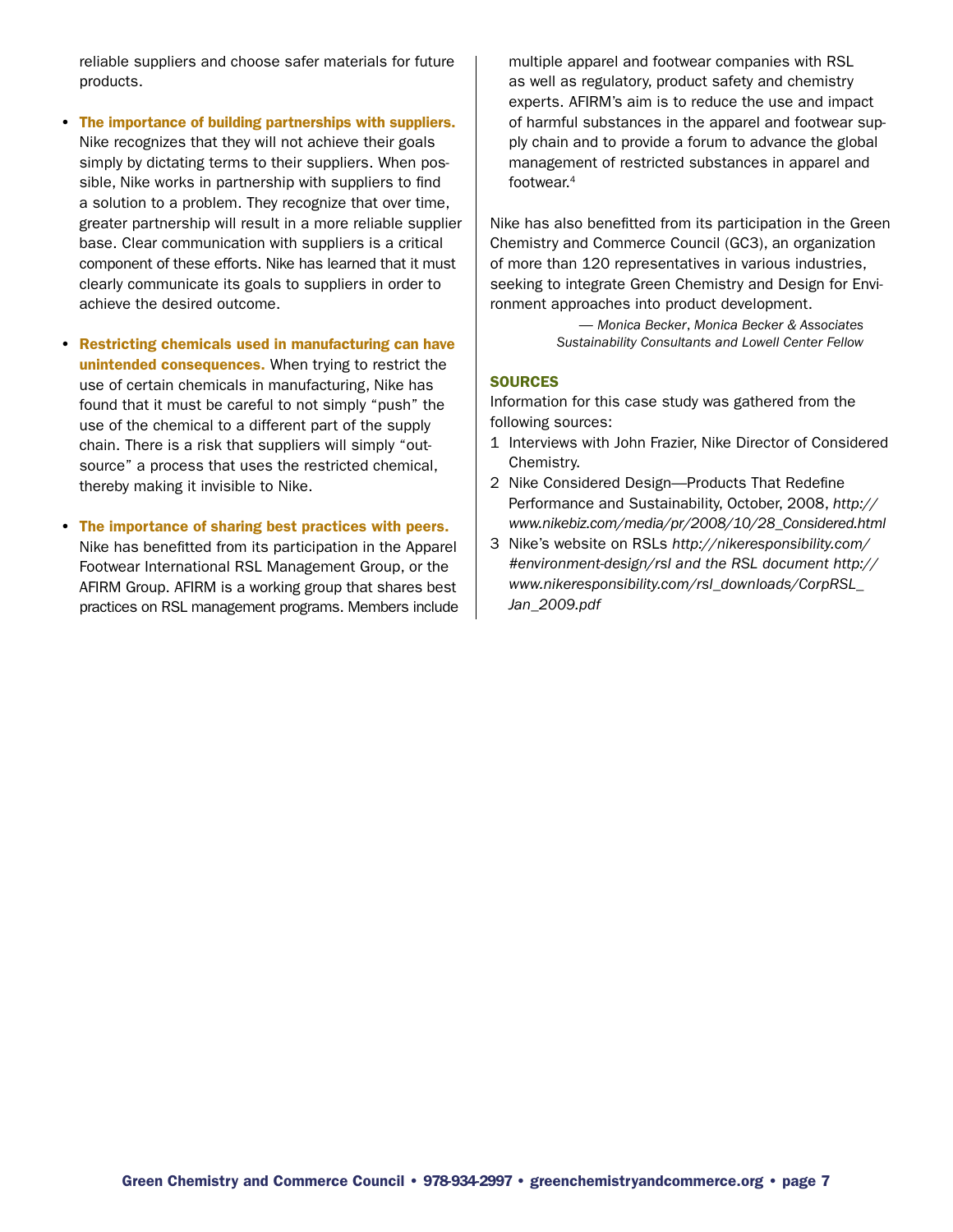reliable suppliers and choose safer materials for future products.

- **The importance of building partnerships with suppliers.** Nike recognizes that they will not achieve their goals simply by dictating terms to their suppliers. When possible, Nike works in partnership with suppliers to find a solution to a problem. They recognize that over time, greater partnership will result in a more reliable supplier base. Clear communication with suppliers is a critical component of these efforts. Nike has learned that it must clearly communicate its goals to suppliers in order to achieve the desired outcome.

- **Restricting chemicals used in manufacturing can have unintended consequences.** When trying to restrict the use of certain chemicals in manufacturing, Nike has found that it must be careful to not simply "push" the use of the chemical to a different part of the supply chain. There is a risk that suppliers will simply "outsource" a process that uses the restricted chemical, thereby making it invisible to Nike.

- **The importance of sharing best practices with peers.** Nike has benefitted from its participation in the Apparel Footwear International RSL Management Group, or the AFIRM Group. AFIRM is a working group that shares best practices on RSL management programs. Members include multiple apparel and footwear companies with RSL as well as regulatory, product safety and chemistry experts. AFIRM's aim is to reduce the use and impact of harmful substances in the apparel and footwear supply chain and to provide a forum to advance the global management of restricted substances in apparel and footwear.[4]

Nike has also benefitted from its participation in the Green Chemistry and Commerce Council (GC3), an organization of more than 120 representatives in various industries, seeking to integrate Green Chemistry and Design for Environment approaches into product development.

*— Monica Becker, Monica Becker & Associates Sustainability Consultants and Lowell Center Fellow*

## SOURCES

Information for this case study was gathered from the following sources:

1. Interviews with John Frazier, Nike Director of Considered Chemistry.
2. Nike Considered Design—Products That Redefine Performance and Sustainability, October, 2008, *http://www.nikebiz.com/media/pr/2008/10/28_Considered.html*
3. Nike's website on RSLs *http://nikeresponsibility.com/#environment-design/rsl and the RSL document http://www.nikeresponsibility.com/rsl_downloads/CorpRSL_Jan_2009.pdf*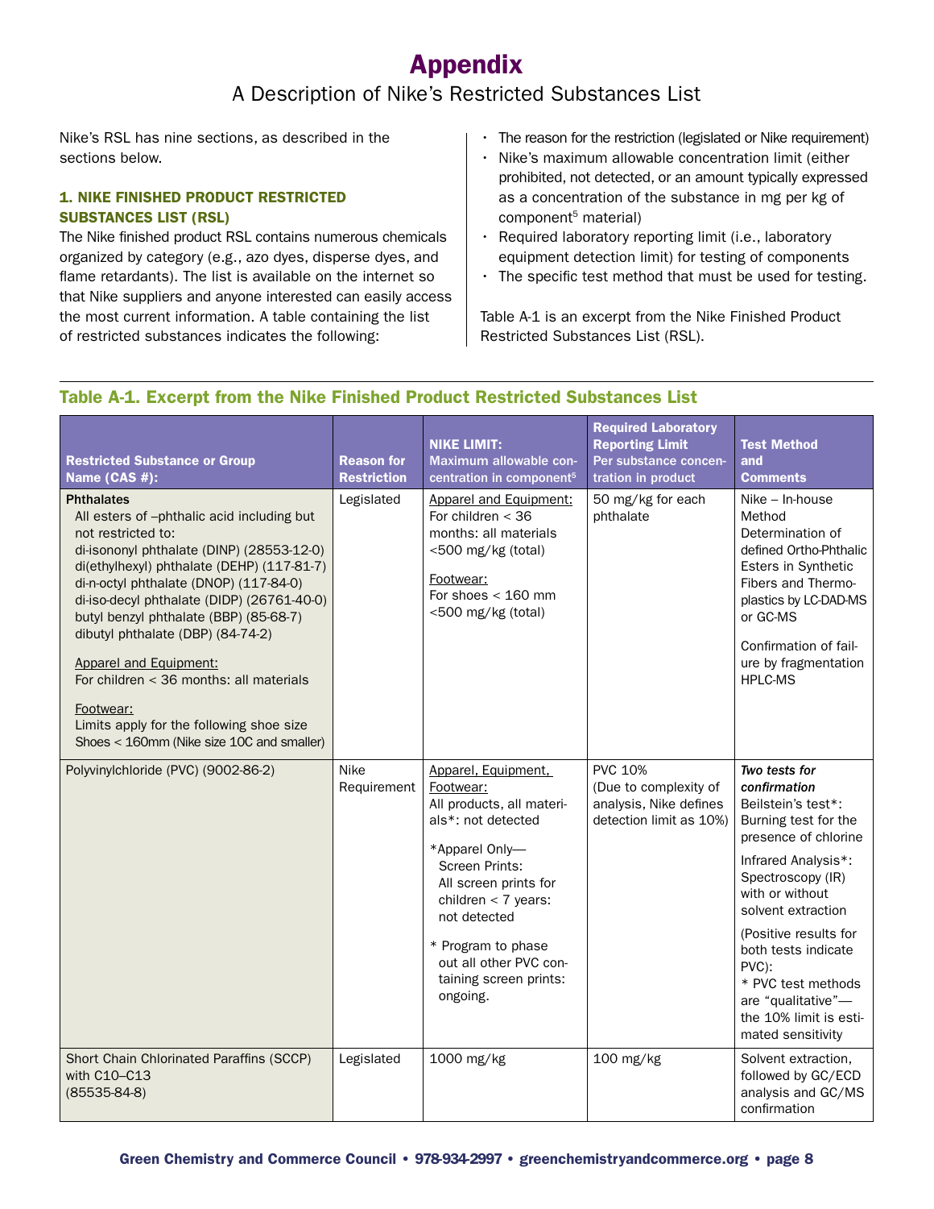# Appendix

## A Description of Nike's Restricted Substances List

Nike's RSL has nine sections, as described in the sections below.

### 1. NIKE FINISHED PRODUCT RESTRICTED SUBSTANCES LIST (RSL)

The Nike finished product RSL contains numerous chemicals organized by category (e.g., azo dyes, disperse dyes, and flame retardants). The list is available on the internet so that Nike suppliers and anyone interested can easily access the most current information. A table containing the list of restricted substances indicates the following:

- The reason for the restriction (legislated or Nike requirement)
- Nike's maximum allowable concentration limit (either prohibited, not detected, or an amount typically expressed as a concentration of the substance in mg per kg of component[5] material)
- Required laboratory reporting limit (i.e., laboratory equipment detection limit) for testing of components
- The specific test method that must be used for testing.

Table A-1 is an excerpt from the Nike Finished Product Restricted Substances List (RSL).

**Table A-1. Excerpt from the Nike Finished Product Restricted Substances List**

| Restricted Substance or Group Name (CAS #): | Reason for Restriction | NIKE LIMIT: Maximum allowable concentration in component[5] | Required Laboratory Reporting Limit Per substance concentration in product | Test Method and Comments |
|---|---|---|---|---|
| **Phthalates**<br>All esters of –phthalic acid including but not restricted to:<br>di-isononyl phthalate (DINP) (28553-12-0)<br>di(ethylhexyl) phthalate (DEHP) (117-81-7)<br>di-n-octyl phthalate (DNOP) (117-84-0)<br>di-iso-decyl phthalate (DIDP) (26761-40-0)<br>butyl benzyl phthalate (BBP) (85-68-7)<br>dibutyl phthalate (DBP) (84-74-2)<br><u>Apparel and Equipment:</u><br>For children < 36 months: all materials<br><u>Footwear:</u><br>Limits apply for the following shoe size<br>Shoes < 160mm (Nike size 10C and smaller) | Legislated | <u>Apparel and Equipment:</u><br>For children < 36 months: all materials <500 mg/kg (total)<br><u>Footwear:</u><br>For shoes < 160 mm <500 mg/kg (total) | 50 mg/kg for each phthalate | Nike – In-house Method Determination of defined Ortho-Phthalic Esters in Synthetic Fibers and Thermoplastics by LC-DAD-MS or GC-MS<br>Confirmation of failure by fragmentation HPLC-MS |
| Polyvinylchloride (PVC) (9002-86-2) | Nike Requirement | <u>Apparel, Equipment, Footwear:</u><br>All products, all materials*: not detected<br>*Apparel Only—Screen Prints: All screen prints for children < 7 years: not detected<br>* Program to phase out all other PVC containing screen prints: ongoing. | PVC 10%<br>(Due to complexity of analysis, Nike defines detection limit as 10%) | ***Two tests for confirmation***<br>Beilstein's test*: Burning test for the presence of chlorine<br>Infrared Analysis*: Spectroscopy (IR) with or without solvent extraction<br>(Positive results for both tests indicate PVC):<br>* PVC test methods are "qualitative"—the 10% limit is estimated sensitivity |
| Short Chain Chlorinated Paraffins (SCCP) with C10–C13<br>(85535-84-8) | Legislated | 1000 mg/kg | 100 mg/kg | Solvent extraction, followed by GC/ECD analysis and GC/MS confirmation |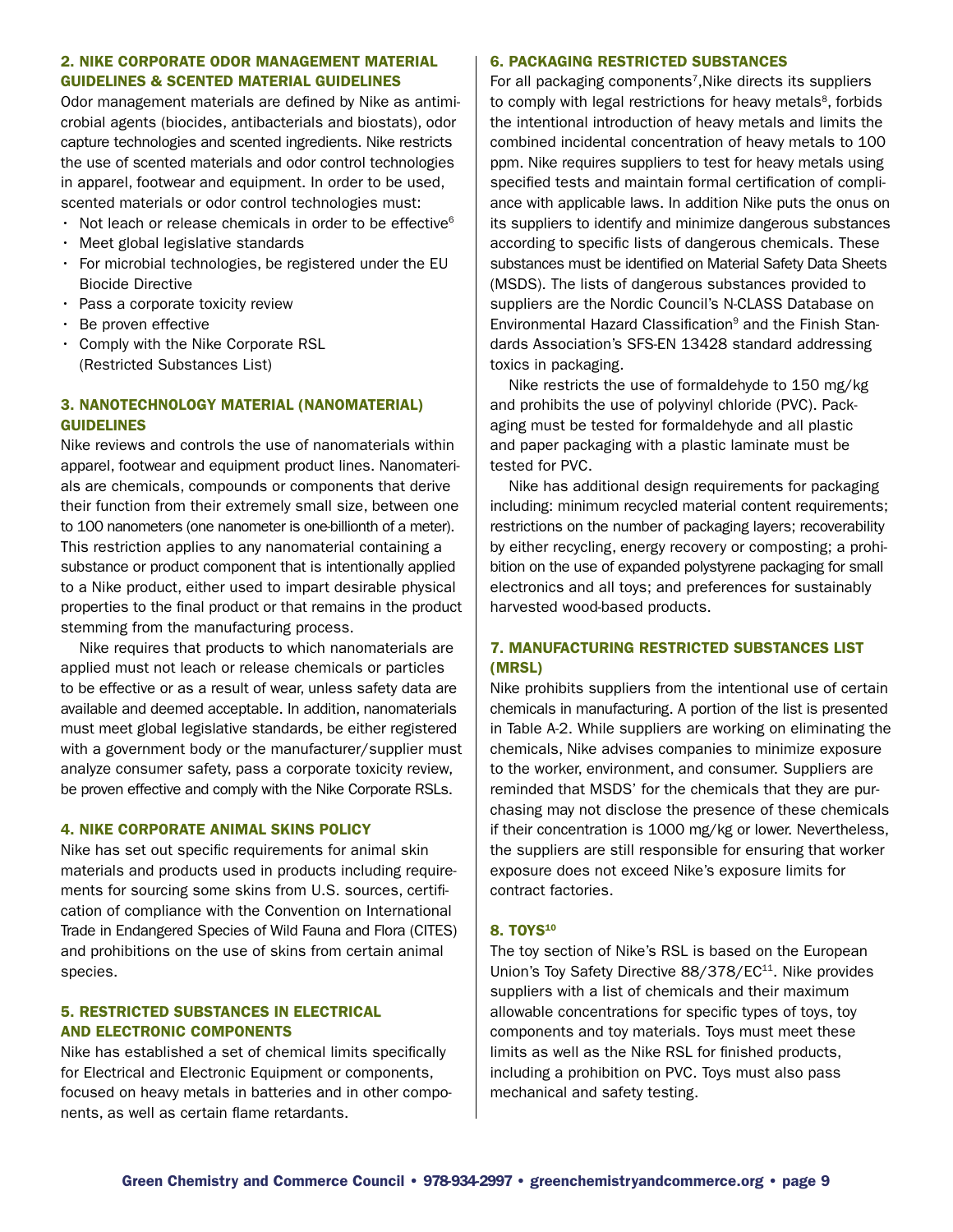### 2. NIKE CORPORATE ODOR MANAGEMENT MATERIAL GUIDELINES & SCENTED MATERIAL GUIDELINES

Odor management materials are defined by Nike as antimicrobial agents (biocides, antibacterials and biostats), odor capture technologies and scented ingredients. Nike restricts the use of scented materials and odor control technologies in apparel, footwear and equipment. In order to be used, scented materials or odor control technologies must:

- Not leach or release chemicals in order to be effective[6]
- Meet global legislative standards
- For microbial technologies, be registered under the EU Biocide Directive
- Pass a corporate toxicity review
- Be proven effective
- Comply with the Nike Corporate RSL (Restricted Substances List)

### 3. NANOTECHNOLOGY MATERIAL (NANOMATERIAL) GUIDELINES

Nike reviews and controls the use of nanomaterials within apparel, footwear and equipment product lines. Nanomaterials are chemicals, compounds or components that derive their function from their extremely small size, between one to 100 nanometers (one nanometer is one-billionth of a meter). This restriction applies to any nanomaterial containing a substance or product component that is intentionally applied to a Nike product, either used to impart desirable physical properties to the final product or that remains in the product stemming from the manufacturing process.

Nike requires that products to which nanomaterials are applied must not leach or release chemicals or particles to be effective or as a result of wear, unless safety data are available and deemed acceptable. In addition, nanomaterials must meet global legislative standards, be either registered with a government body or the manufacturer/supplier must analyze consumer safety, pass a corporate toxicity review, be proven effective and comply with the Nike Corporate RSLs.

### 4. NIKE CORPORATE ANIMAL SKINS POLICY

Nike has set out specific requirements for animal skin materials and products used in products including requirements for sourcing some skins from U.S. sources, certification of compliance with the Convention on International Trade in Endangered Species of Wild Fauna and Flora (CITES) and prohibitions on the use of skins from certain animal species.

### 5. RESTRICTED SUBSTANCES IN ELECTRICAL AND ELECTRONIC COMPONENTS

Nike has established a set of chemical limits specifically for Electrical and Electronic Equipment or components, focused on heavy metals in batteries and in other components, as well as certain flame retardants.

### 6. PACKAGING RESTRICTED SUBSTANCES

For all packaging components[7],Nike directs its suppliers to comply with legal restrictions for heavy metals[8], forbids the intentional introduction of heavy metals and limits the combined incidental concentration of heavy metals to 100 ppm. Nike requires suppliers to test for heavy metals using specified tests and maintain formal certification of compliance with applicable laws. In addition Nike puts the onus on its suppliers to identify and minimize dangerous substances according to specific lists of dangerous chemicals. These substances must be identified on Material Safety Data Sheets (MSDS). The lists of dangerous substances provided to suppliers are the Nordic Council's N-CLASS Database on Environmental Hazard Classification[9] and the Finish Standards Association's SFS-EN 13428 standard addressing toxics in packaging.

Nike restricts the use of formaldehyde to 150 mg/kg and prohibits the use of polyvinyl chloride (PVC). Packaging must be tested for formaldehyde and all plastic and paper packaging with a plastic laminate must be tested for PVC.

Nike has additional design requirements for packaging including: minimum recycled material content requirements; restrictions on the number of packaging layers; recoverability by either recycling, energy recovery or composting; a prohibition on the use of expanded polystyrene packaging for small electronics and all toys; and preferences for sustainably harvested wood-based products.

### 7. MANUFACTURING RESTRICTED SUBSTANCES LIST (MRSL)

Nike prohibits suppliers from the intentional use of certain chemicals in manufacturing. A portion of the list is presented in Table A-2. While suppliers are working on eliminating the chemicals, Nike advises companies to minimize exposure to the worker, environment, and consumer. Suppliers are reminded that MSDS' for the chemicals that they are purchasing may not disclose the presence of these chemicals if their concentration is 1000 mg/kg or lower. Nevertheless, the suppliers are still responsible for ensuring that worker exposure does not exceed Nike's exposure limits for contract factories.

### 8. TOYS[10]

The toy section of Nike's RSL is based on the European Union's Toy Safety Directive 88/378/EC[11]. Nike provides suppliers with a list of chemicals and their maximum allowable concentrations for specific types of toys, toy components and toy materials. Toys must meet these limits as well as the Nike RSL for finished products, including a prohibition on PVC. Toys must also pass mechanical and safety testing.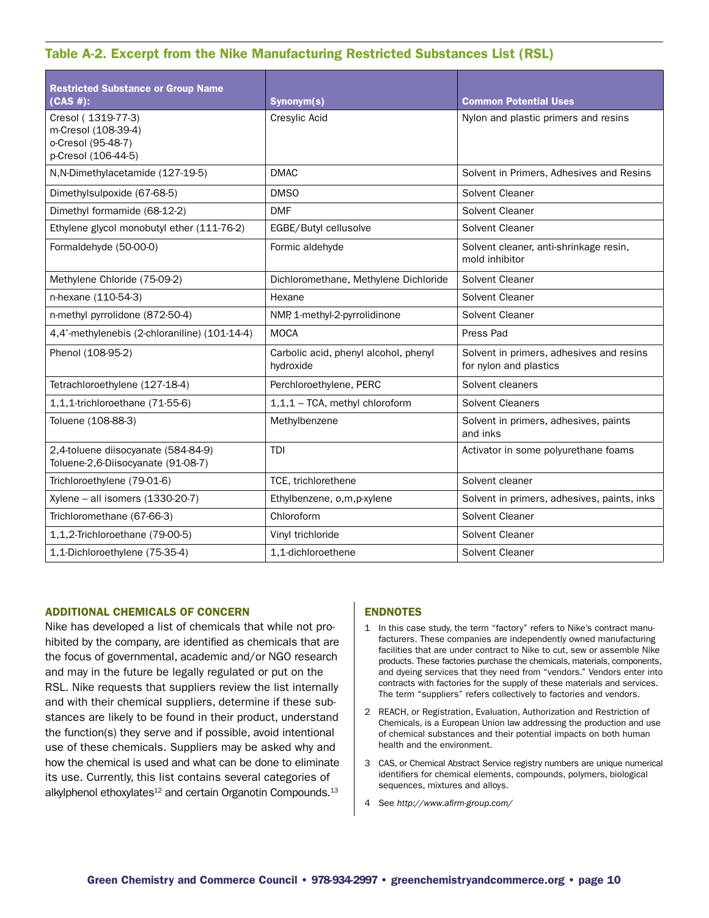## Table A-2. Excerpt from the Nike Manufacturing Restricted Substances List (RSL)

| Restricted Substance or Group Name (CAS #): | Synonym(s) | Common Potential Uses |
|---|---|---|
| Cresol ( 1319-77-3)<br>m-Cresol (108-39-4)<br>o-Cresol (95-48-7)<br>p-Cresol (106-44-5) | Cresylic Acid | Nylon and plastic primers and resins |
| N,N-Dimethylacetamide (127-19-5) | DMAC | Solvent in Primers, Adhesives and Resins |
| Dimethylsulpoxide (67-68-5) | DMSO | Solvent Cleaner |
| Dimethyl formamide (68-12-2) | DMF | Solvent Cleaner |
| Ethylene glycol monobutyl ether (111-76-2) | EGBE/Butyl cellusolve | Solvent Cleaner |
| Formaldehyde (50-00-0) | Formic aldehyde | Solvent cleaner, anti-shrinkage resin, mold inhibitor |
| Methylene Chloride (75-09-2) | Dichloromethane, Methylene Dichloride | Solvent Cleaner |
| n-hexane (110-54-3) | Hexane | Solvent Cleaner |
| n-methyl pyrrolidone (872-50-4) | NMP, 1-methyl-2-pyrrolidinone | Solvent Cleaner |
| 4,4'-methylenebis (2-chloraniline) (101-14-4) | MOCA | Press Pad |
| Phenol (108-95-2) | Carbolic acid, phenyl alcohol, phenyl hydroxide | Solvent in primers, adhesives and resins for nylon and plastics |
| Tetrachloroethylene (127-18-4) | Perchloroethylene, PERC | Solvent cleaners |
| 1,1,1-trichloroethane (71-55-6) | 1,1,1 – TCA, methyl chloroform | Solvent Cleaners |
| Toluene (108-88-3) | Methylbenzene | Solvent in primers, adhesives, paints and inks |
| 2,4-toluene diisocyanate (584-84-9)<br>Toluene-2,6-Diisocyanate (91-08-7) | TDI | Activator in some polyurethane foams |
| Trichloroethylene (79-01-6) | TCE, trichlorethene | Solvent cleaner |
| Xylene – all isomers (1330-20-7) | Ethylbenzene, o,m,p-xylene | Solvent in primers, adhesives, paints, inks |
| Trichloromethane (67-66-3) | Chloroform | Solvent Cleaner |
| 1,1,2-Trichloroethane (79-00-5) | Vinyl trichloride | Solvent Cleaner |
| 1,1-Dichloroethylene (75-35-4) | 1,1-dichloroethene | Solvent Cleaner |

### ADDITIONAL CHEMICALS OF CONCERN

Nike has developed a list of chemicals that while not prohibited by the company, are identified as chemicals that are the focus of governmental, academic and/or NGO research and may in the future be legally regulated or put on the RSL. Nike requests that suppliers review the list internally and with their chemical suppliers, determine if these substances are likely to be found in their product, understand the function(s) they serve and if possible, avoid intentional use of these chemicals. Suppliers may be asked why and how the chemical is used and what can be done to eliminate its use. Currently, this list contains several categories of alkylphenol ethoxylates[12] and certain Organotin Compounds.[13]

### ENDNOTES

1. In this case study, the term "factory" refers to Nike's contract manufacturers. These companies are independently owned manufacturing facilities that are under contract to Nike to cut, sew or assemble Nike products. These factories purchase the chemicals, materials, components, and dyeing services that they need from "vendors." Vendors enter into contracts with factories for the supply of these materials and services. The term "suppliers" refers collectively to factories and vendors.
2. REACH, or Registration, Evaluation, Authorization and Restriction of Chemicals, is a European Union law addressing the production and use of chemical substances and their potential impacts on both human health and the environment.
3. CAS, or Chemical Abstract Service registry numbers are unique numerical identifiers for chemical elements, compounds, polymers, biological sequences, mixtures and alloys.
4. See *http://www.afirm-group.com/*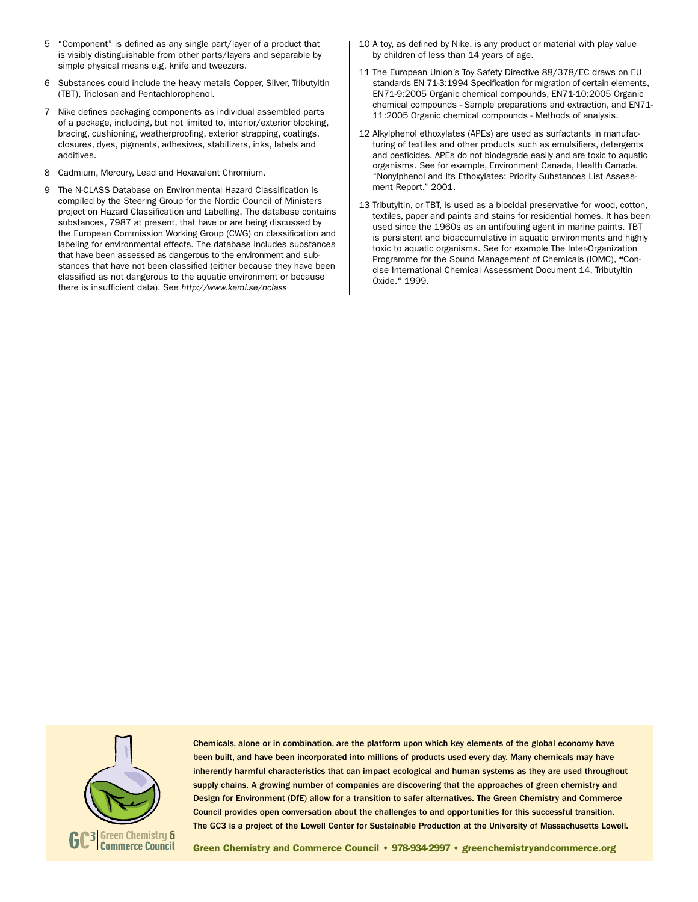5 "Component" is defined as any single part/layer of a product that is visibly distinguishable from other parts/layers and separable by simple physical means e.g. knife and tweezers.

6 Substances could include the heavy metals Copper, Silver, Tributyltin (TBT), Triclosan and Pentachlorophenol.

7 Nike defines packaging components as individual assembled parts of a package, including, but not limited to, interior/exterior blocking, bracing, cushioning, weatherproofing, exterior strapping, coatings, closures, dyes, pigments, adhesives, stabilizers, inks, labels and additives.

8 Cadmium, Mercury, Lead and Hexavalent Chromium.

9 The N-CLASS Database on Environmental Hazard Classification is compiled by the Steering Group for the Nordic Council of Ministers project on Hazard Classification and Labelling. The database contains substances, 7987 at present, that have or are being discussed by the European Commission Working Group (CWG) on classification and labeling for environmental effects. The database includes substances that have been assessed as dangerous to the environment and substances that have not been classified (either because they have been classified as not dangerous to the aquatic environment or because there is insufficient data). See *http://www.kemi.se/nclass*

10 A toy, as defined by Nike, is any product or material with play value by children of less than 14 years of age.

11 The European Union's Toy Safety Directive 88/378/EC draws on EU standards EN 71-3:1994 Specification for migration of certain elements, EN71-9:2005 Organic chemical compounds, EN71-10:2005 Organic chemical compounds - Sample preparations and extraction, and EN71-11:2005 Organic chemical compounds - Methods of analysis.

12 Alkylphenol ethoxylates (APEs) are used as surfactants in manufacturing of textiles and other products such as emulsifiers, detergents and pesticides. APEs do not biodegrade easily and are toxic to aquatic organisms. See for example, Environment Canada, Health Canada. "Nonylphenol and Its Ethoxylates: Priority Substances List Assessment Report." 2001.

13 Tributyltin, or TBT, is used as a biocidal preservative for wood, cotton, textiles, paper and paints and stains for residential homes. It has been used since the 1960s as an antifouling agent in marine paints. TBT is persistent and bioaccumulative in aquatic environments and highly toxic to aquatic organisms. See for example The Inter-Organization Programme for the Sound Management of Chemicals (IOMC), "Concise International Chemical Assessment Document 14, Tributyltin Oxide." 1999.

GC3 Green Chemistry & Commerce Council

**Chemicals, alone or in combination, are the platform upon which key elements of the global economy have been built, and have been incorporated into millions of products used every day. Many chemicals may have inherently harmful characteristics that can impact ecological and human systems as they are used throughout supply chains. A growing number of companies are discovering that the approaches of green chemistry and Design for Environment (DfE) allow for a transition to safer alternatives. The Green Chemistry and Commerce Council provides open conversation about the challenges to and opportunities for this successful transition. The GC3 is a project of the Lowell Center for Sustainable Production at the University of Massachusetts Lowell.**

**Green Chemistry and Commerce Council • 978-934-2997 • greenchemistryandcommerce.org**